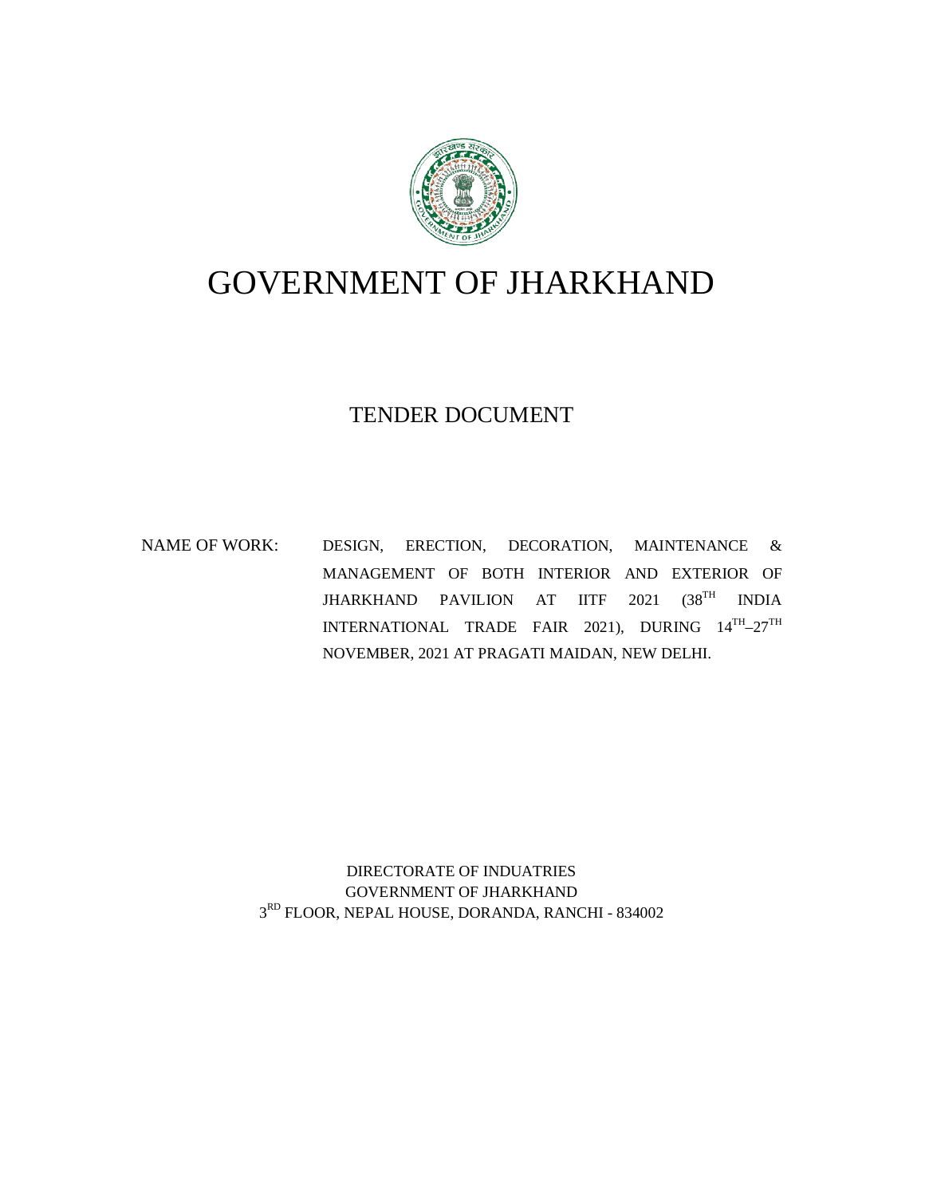# GOVERNMENT OF JHARKHAND

## TENDER DOCUMENT

NAME OF WORK: DESIGN, ERECTION, DECORATION, MAINTENANCE & MANAGEMENT OF BOTH INTERIOR AND EXTERIOR OF JHARKHAND PAVILION AT IITF 2021 (38TH INDIA INTERNATIONAL TRADE FAIR 2021), DURING 14TH–27TH NOVEMBER, 2021 AT PRAGATI MAIDAN, NEW DELHI.

DIRECTORATE OF INDUATRIES
GOVERNMENT OF JHARKHAND
3RD FLOOR, NEPAL HOUSE, DORANDA, RANCHI - 834002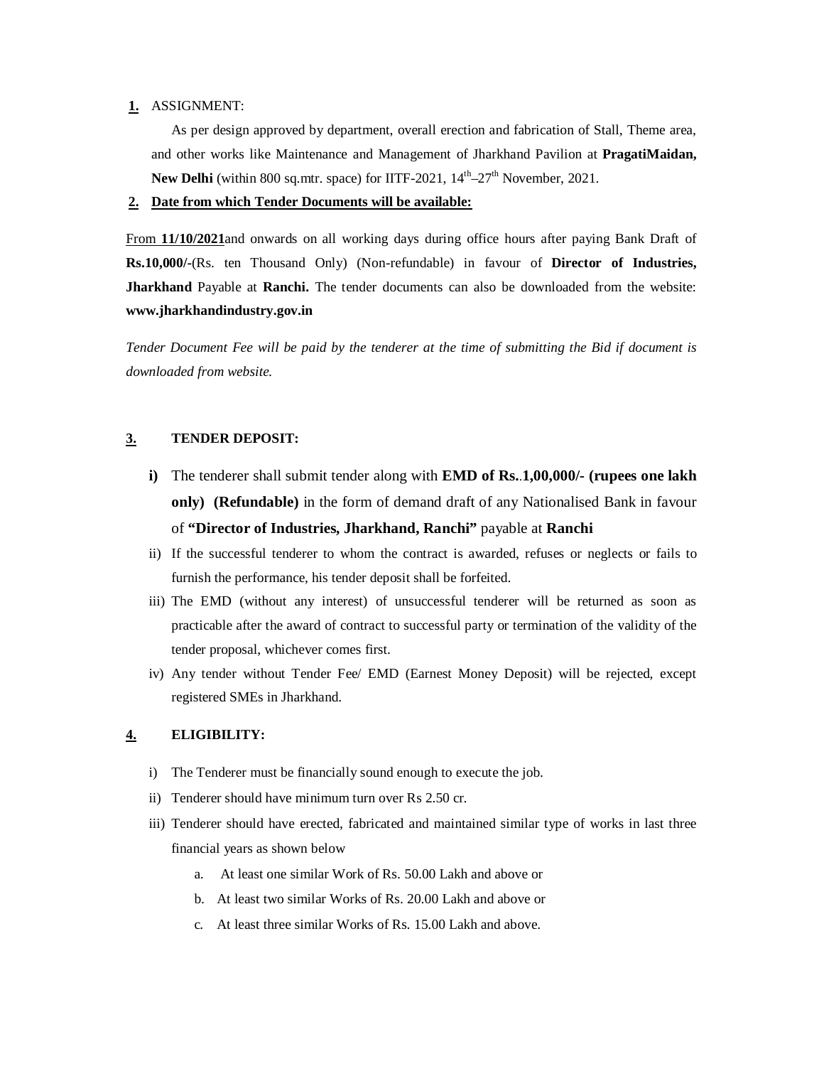**1.** ASSIGNMENT:

As per design approved by department, overall erection and fabrication of Stall, Theme area, and other works like Maintenance and Management of Jharkhand Pavilion at **PragatiMaidan, New Delhi** (within 800 sq.mtr. space) for IITF-2021, $14^{th}$–$27^{th}$ November, 2021.

**2. Date from which Tender Documents will be available:**

From **11/10/2021**and onwards on all working days during office hours after paying Bank Draft of **Rs.10,000/-**(Rs. ten Thousand Only) (Non-refundable) in favour of **Director of Industries, Jharkhand** Payable at **Ranchi.** The tender documents can also be downloaded from the website: **www.jharkhandindustry.gov.in**

*Tender Document Fee will be paid by the tenderer at the time of submitting the Bid if document is downloaded from website.*

**3. TENDER DEPOSIT:**

i) The tenderer shall submit tender along with **EMD of Rs..1,00,000/- (rupees one lakh only) (Refundable)** in the form of demand draft of any Nationalised Bank in favour of **"Director of Industries, Jharkhand, Ranchi"** payable at **Ranchi**

ii) If the successful tenderer to whom the contract is awarded, refuses or neglects or fails to furnish the performance, his tender deposit shall be forfeited.

iii) The EMD (without any interest) of unsuccessful tenderer will be returned as soon as practicable after the award of contract to successful party or termination of the validity of the tender proposal, whichever comes first.

iv) Any tender without Tender Fee/ EMD (Earnest Money Deposit) will be rejected, except registered SMEs in Jharkhand.

**4. ELIGIBILITY:**

i) The Tenderer must be financially sound enough to execute the job.

ii) Tenderer should have minimum turn over Rs 2.50 cr.

iii) Tenderer should have erected, fabricated and maintained similar type of works in last three financial years as shown below

a. At least one similar Work of Rs. 50.00 Lakh and above or

b. At least two similar Works of Rs. 20.00 Lakh and above or

c. At least three similar Works of Rs. 15.00 Lakh and above.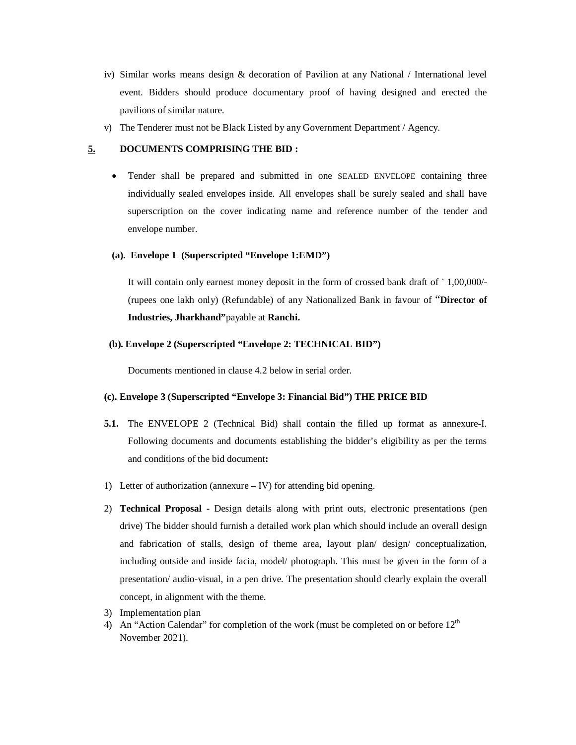iv) Similar works means design & decoration of Pavilion at any National / International level event. Bidders should produce documentary proof of having designed and erected the pavilions of similar nature.

v) The Tenderer must not be Black Listed by any Government Department / Agency.

## 5. DOCUMENTS COMPRISING THE BID :

- Tender shall be prepared and submitted in one SEALED ENVELOPE containing three individually sealed envelopes inside. All envelopes shall be surely sealed and shall have superscription on the cover indicating name and reference number of the tender and envelope number.

**(a). Envelope 1 (Superscripted "Envelope 1:EMD")**

It will contain only earnest money deposit in the form of crossed bank draft of ` 1,00,000/- (rupees one lakh only) (Refundable) of any Nationalized Bank in favour of "**Director of Industries, Jharkhand"** payable at **Ranchi.**

**(b). Envelope 2 (Superscripted "Envelope 2: TECHNICAL BID")**

Documents mentioned in clause 4.2 below in serial order.

**(c). Envelope 3 (Superscripted "Envelope 3: Financial Bid") THE PRICE BID**

**5.1.** The ENVELOPE 2 (Technical Bid) shall contain the filled up format as annexure-I. Following documents and documents establishing the bidder's eligibility as per the terms and conditions of the bid document**:**

1) Letter of authorization (annexure – IV) for attending bid opening.
2) **Technical Proposal -** Design details along with print outs, electronic presentations (pen drive) The bidder should furnish a detailed work plan which should include an overall design and fabrication of stalls, design of theme area, layout plan/ design/ conceptualization, including outside and inside facia, model/ photograph. This must be given in the form of a presentation/ audio-visual, in a pen drive. The presentation should clearly explain the overall concept, in alignment with the theme.
3) Implementation plan
4) An "Action Calendar" for completion of the work (must be completed on or before 12th November 2021).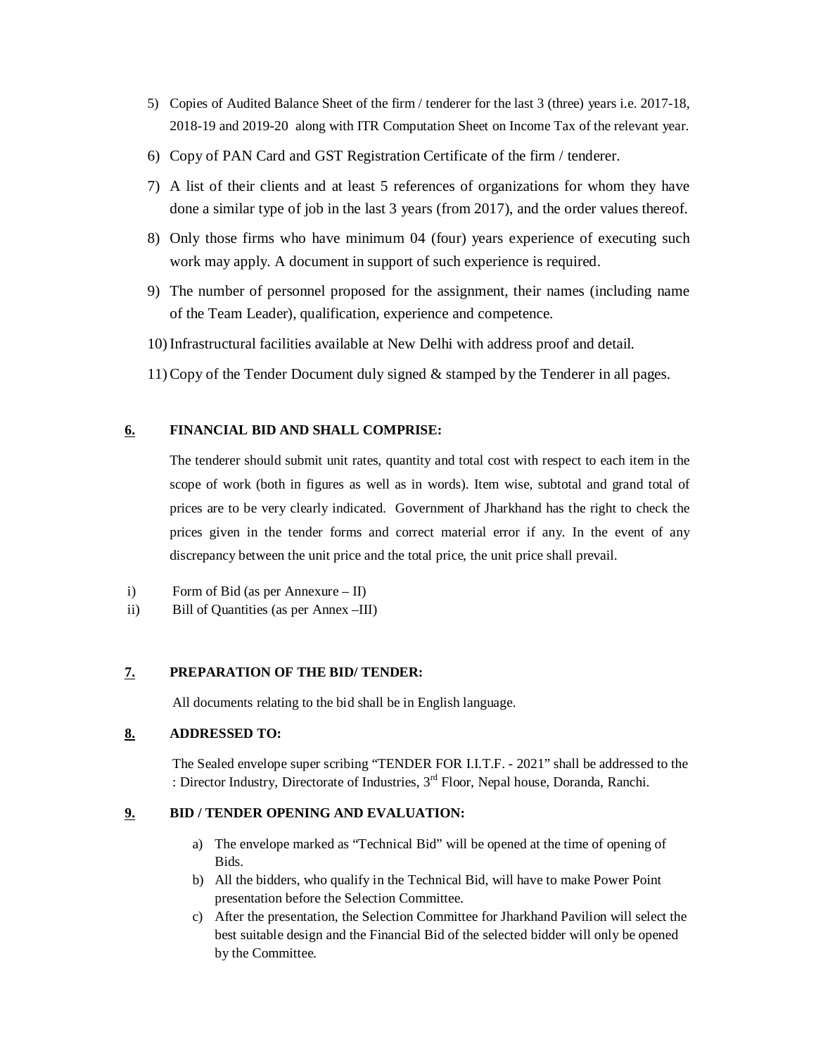5) Copies of Audited Balance Sheet of the firm / tenderer for the last 3 (three) years i.e. 2017-18, 2018-19 and 2019-20 along with ITR Computation Sheet on Income Tax of the relevant year.
6) Copy of PAN Card and GST Registration Certificate of the firm / tenderer.
7) A list of their clients and at least 5 references of organizations for whom they have done a similar type of job in the last 3 years (from 2017), and the order values thereof.
8) Only those firms who have minimum 04 (four) years experience of executing such work may apply. A document in support of such experience is required.
9) The number of personnel proposed for the assignment, their names (including name of the Team Leader), qualification, experience and competence.
10) Infrastructural facilities available at New Delhi with address proof and detail.
11) Copy of the Tender Document duly signed & stamped by the Tenderer in all pages.

**6. FINANCIAL BID AND SHALL COMPRISE:**

The tenderer should submit unit rates, quantity and total cost with respect to each item in the scope of work (both in figures as well as in words). Item wise, subtotal and grand total of prices are to be very clearly indicated. Government of Jharkhand has the right to check the prices given in the tender forms and correct material error if any. In the event of any discrepancy between the unit price and the total price, the unit price shall prevail.

i) Form of Bid (as per Annexure – II)
ii) Bill of Quantities (as per Annex –III)

**7. PREPARATION OF THE BID/ TENDER:**

All documents relating to the bid shall be in English language.

**8. ADDRESSED TO:**

The Sealed envelope super scribing "TENDER FOR I.I.T.F. - 2021" shall be addressed to the : Director Industry, Directorate of Industries, 3rd Floor, Nepal house, Doranda, Ranchi.

**9. BID / TENDER OPENING AND EVALUATION:**

a) The envelope marked as "Technical Bid" will be opened at the time of opening of Bids.
b) All the bidders, who qualify in the Technical Bid, will have to make Power Point presentation before the Selection Committee.
c) After the presentation, the Selection Committee for Jharkhand Pavilion will select the best suitable design and the Financial Bid of the selected bidder will only be opened by the Committee.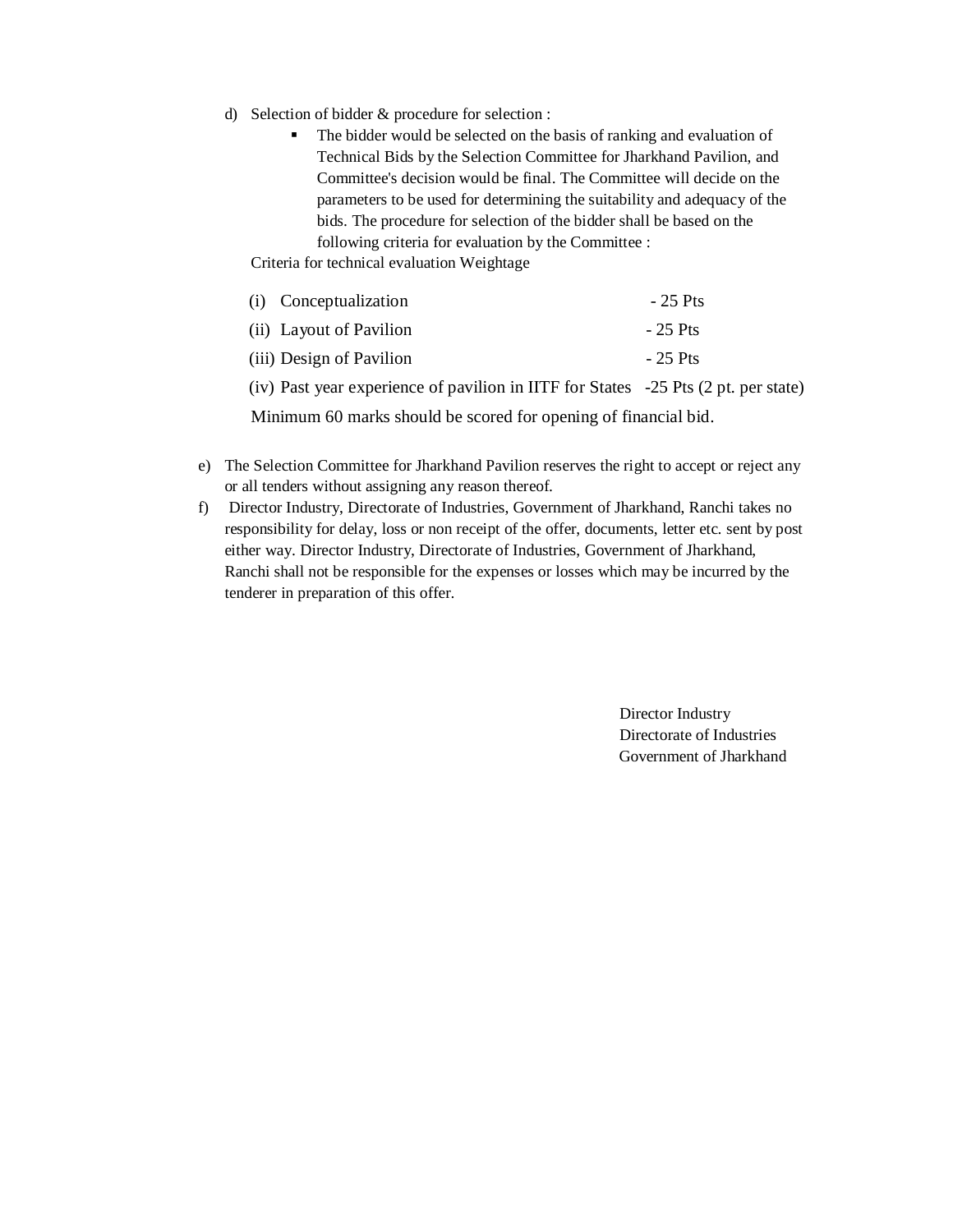d) Selection of bidder & procedure for selection :

   - The bidder would be selected on the basis of ranking and evaluation of Technical Bids by the Selection Committee for Jharkhand Pavilion, and Committee's decision would be final. The Committee will decide on the parameters to be used for determining the suitability and adequacy of the bids. The procedure for selection of the bidder shall be based on the following criteria for evaluation by the Committee :

   Criteria for technical evaluation Weightage

| | |
|---|---|
| (i) Conceptualization | - 25 Pts |
| (ii) Layout of Pavilion | - 25 Pts |
| (iii) Design of Pavilion | - 25 Pts |
| (iv) Past year experience of pavilion in IITF for States | -25 Pts (2 pt. per state) |

   Minimum 60 marks should be scored for opening of financial bid.

e) The Selection Committee for Jharkhand Pavilion reserves the right to accept or reject any or all tenders without assigning any reason thereof.

f) Director Industry, Directorate of Industries, Government of Jharkhand, Ranchi takes no responsibility for delay, loss or non receipt of the offer, documents, letter etc. sent by post either way. Director Industry, Directorate of Industries, Government of Jharkhand, Ranchi shall not be responsible for the expenses or losses which may be incurred by the tenderer in preparation of this offer.

Director Industry
Directorate of Industries
Government of Jharkhand